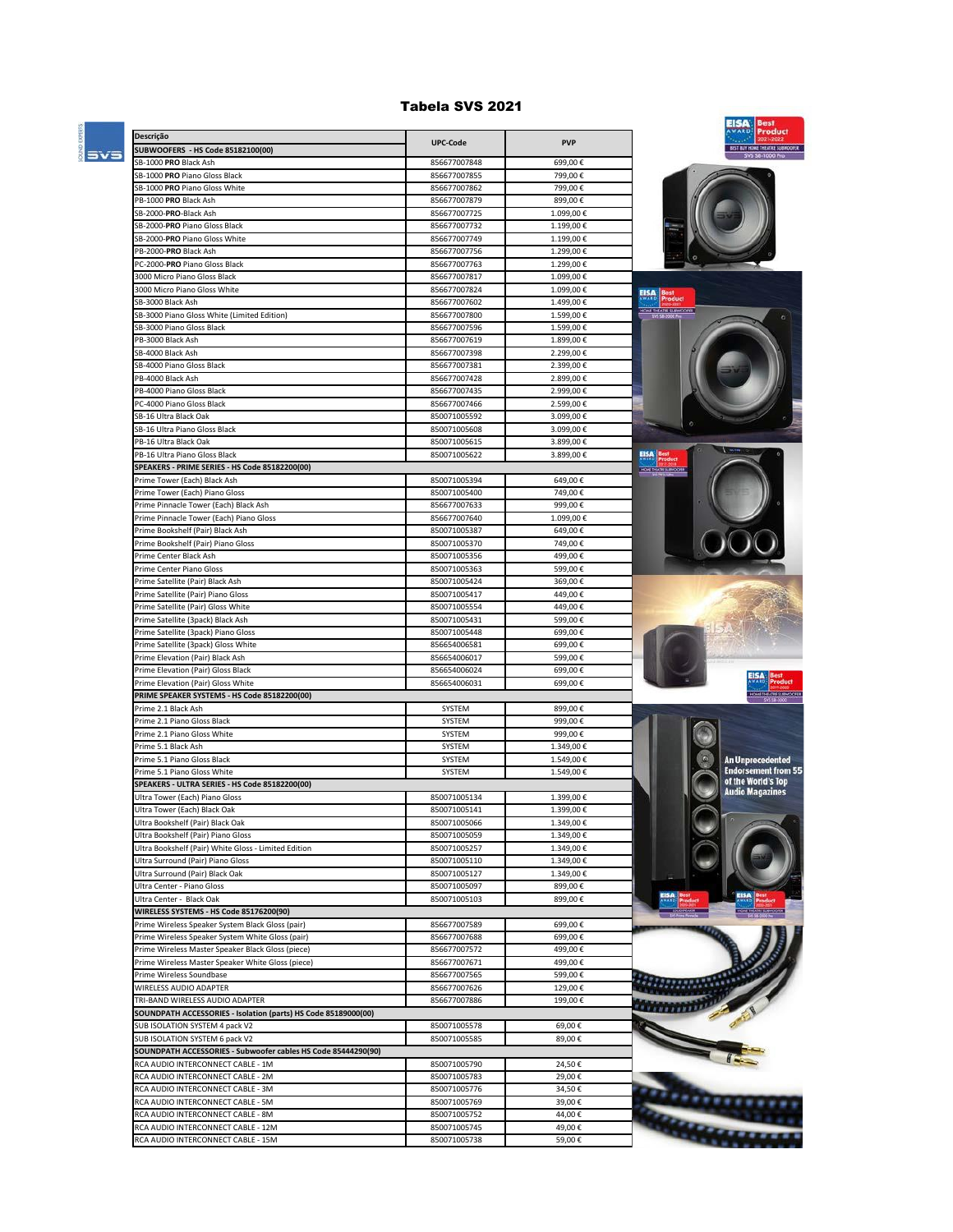# Tabela SVS 2021

| Descrição | UPC-Code | PVP |
|---|---|---|
| **SUBWOOFERS - HS Code 85182100(00)** | | |
| SB-1000 **PRO** Black Ash | 856677007848 | 699,00 € |
| SB-1000 **PRO** Piano Gloss Black | 856677007855 | 799,00 € |
| SB-1000 **PRO** Piano Gloss White | 856677007862 | 799,00 € |
| PB-1000 **PRO** Black Ash | 856677007879 | 899,00 € |
| SB-2000-**PRO**-Black Ash | 856677007725 | 1.099,00 € |
| SB-2000-**PRO** Piano Gloss Black | 856677007732 | 1.199,00 € |
| SB-2000-**PRO** Piano Gloss White | 856677007749 | 1.199,00 € |
| PB-2000-**PRO** Black Ash | 856677007756 | 1.299,00 € |
| PC-2000-**PRO** Piano Gloss Black | 856677007763 | 1.299,00 € |
| 3000 Micro Piano Gloss Black | 856677007817 | 1.099,00 € |
| 3000 Micro Piano Gloss White | 856677007824 | 1.099,00 € |
| SB-3000 Black Ash | 856677007602 | 1.499,00 € |
| SB-3000 Piano Gloss White (Limited Edition) | 856677007800 | 1.599,00 € |
| SB-3000 Piano Gloss Black | 856677007596 | 1.599,00 € |
| PB-3000 Black Ash | 856677007619 | 1.899,00 € |
| SB-4000 Black Ash | 856677007398 | 2.299,00 € |
| SB-4000 Piano Gloss Black | 856677007381 | 2.399,00 € |
| PB-4000 Black Ash | 856677007428 | 2.899,00 € |
| PB-4000 Piano Gloss Black | 856677007435 | 2.999,00 € |
| PC-4000 Piano Gloss Black | 856677007466 | 2.599,00 € |
| SB-16 Ultra Black Oak | 850071005592 | 3.099,00 € |
| SB-16 Ultra Piano Gloss Black | 850071005608 | 3.099,00 € |
| PB-16 Ultra Black Oak | 850071005615 | 3.899,00 € |
| PB-16 Ultra Piano Gloss Black | 850071005622 | 3.899,00 € |
| **SPEAKERS - PRIME SERIES - HS Code 85182200(00)** | | |
| Prime Tower (Each) Black Ash | 850071005394 | 649,00 € |
| Prime Tower (Each) Piano Gloss | 850071005400 | 749,00 € |
| Prime Pinnacle Tower (Each) Black Ash | 856677007633 | 999,00 € |
| Prime Pinnacle Tower (Each) Piano Gloss | 856677007640 | 1.099,00 € |
| Prime Bookshelf (Pair) Black Ash | 850071005387 | 649,00 € |
| Prime Bookshelf (Pair) Piano Gloss | 850071005370 | 749,00 € |
| Prime Center Black Ash | 850071005356 | 499,00 € |
| Prime Center Piano Gloss | 850071005363 | 599,00 € |
| Prime Satellite (Pair) Black Ash | 850071005424 | 369,00 € |
| Prime Satellite (Pair) Piano Gloss | 850071005417 | 449,00 € |
| Prime Satellite (Pair) Gloss White | 850071005554 | 449,00 € |
| Prime Satellite (3pack) Black Ash | 850071005431 | 599,00 € |
| Prime Satellite (3pack) Piano Gloss | 850071005448 | 699,00 € |
| Prime Satellite (3pack) Gloss White | 856654006581 | 699,00 € |
| Prime Elevation (Pair) Black Ash | 856654006017 | 599,00 € |
| Prime Elevation (Pair) Gloss Black | 856654006024 | 699,00 € |
| Prime Elevation (Pair) Gloss White | 856654006031 | 699,00 € |
| **PRIME SPEAKER SYSTEMS - HS Code 85182200(00)** | | |
| Prime 2.1 Black Ash | SYSTEM | 899,00 € |
| Prime 2.1 Piano Gloss Black | SYSTEM | 999,00 € |
| Prime 2.1 Piano Gloss White | SYSTEM | 999,00 € |
| Prime 5.1 Black Ash | SYSTEM | 1.349,00 € |
| Prime 5.1 Piano Gloss Black | SYSTEM | 1.549,00 € |
| Prime 5.1 Piano Gloss White | SYSTEM | 1.549,00 € |
| **SPEAKERS - ULTRA SERIES - HS Code 85182200(00)** | | |
| Ultra Tower (Each) Piano Gloss | 850071005134 | 1.399,00 € |
| Ultra Tower (Each) Black Oak | 850071005141 | 1.399,00 € |
| Ultra Bookshelf (Pair) Black Oak | 850071005066 | 1.349,00 € |
| Ultra Bookshelf (Pair) Piano Gloss | 850071005059 | 1.349,00 € |
| Ultra Bookshelf (Pair) White Gloss - Limited Edition | 850071005257 | 1.349,00 € |
| Ultra Surround (Pair) Piano Gloss | 850071005110 | 1.349,00 € |
| Ultra Surround (Pair) Black Oak | 850071005127 | 1.349,00 € |
| Ultra Center - Piano Gloss | 850071005097 | 899,00 € |
| Ultra Center - Black Oak | 850071005103 | 899,00 € |
| **WIRELESS SYSTEMS - HS Code 85176200(90)** | | |
| Prime Wireless Speaker System Black Gloss (pair) | 856677007589 | 699,00 € |
| Prime Wireless Speaker System White Gloss (pair) | 856677007688 | 699,00 € |
| Prime Wireless Master Speaker Black Gloss (piece) | 856677007572 | 499,00 € |
| Prime Wireless Master Speaker White Gloss (piece) | 856677007671 | 499,00 € |
| Prime Wireless Soundbase | 856677007565 | 599,00 € |
| WIRELESS AUDIO ADAPTER | 856677007626 | 129,00 € |
| TRI-BAND WIRELESS AUDIO ADAPTER | 856677007886 | 199,00 € |
| **SOUNDPATH ACCESSORIES - Isolation (parts) HS Code 85189000(00)** | | |
| SUB ISOLATION SYSTEM 4 pack V2 | 850071005578 | 69,00 € |
| SUB ISOLATION SYSTEM 6 pack V2 | 850071005585 | 89,00 € |
| **SOUNDPATH ACCESSORIES - Subwoofer cables HS Code 85444290(90)** | | |
| RCA AUDIO INTERCONNECT CABLE - 1M | 850071005790 | 24,50 € |
| RCA AUDIO INTERCONNECT CABLE - 2M | 850071005783 | 29,00 € |
| RCA AUDIO INTERCONNECT CABLE - 3M | 850071005776 | 34,50 € |
| RCA AUDIO INTERCONNECT CABLE - 5M | 850071005769 | 39,00 € |
| RCA AUDIO INTERCONNECT CABLE - 8M | 850071005752 | 44,00 € |
| RCA AUDIO INTERCONNECT CABLE - 12M | 850071005745 | 49,00 € |
| RCA AUDIO INTERCONNECT CABLE - 15M | 850071005738 | 59,00 € |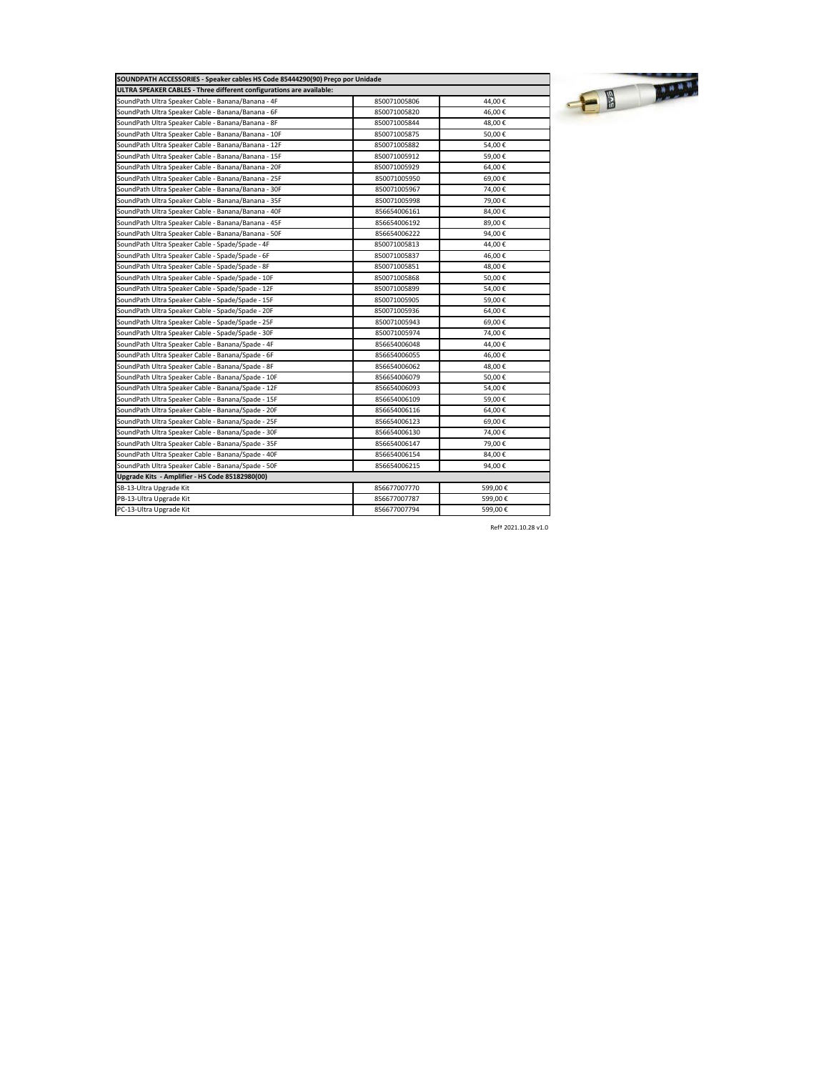| SOUNDPATH ACCESSORIES - Speaker cables HS Code 85444290(90) Preço por Unidade | | |
|---|---|---|
| **ULTRA SPEAKER CABLES - Three different configurations are available:** | | |
| SoundPath Ultra Speaker Cable - Banana/Banana - 4F | 850071005806 | 44,00 € |
| SoundPath Ultra Speaker Cable - Banana/Banana - 6F | 850071005820 | 46,00 € |
| SoundPath Ultra Speaker Cable - Banana/Banana - 8F | 850071005844 | 48,00 € |
| SoundPath Ultra Speaker Cable - Banana/Banana - 10F | 850071005875 | 50,00 € |
| SoundPath Ultra Speaker Cable - Banana/Banana - 12F | 850071005882 | 54,00 € |
| SoundPath Ultra Speaker Cable - Banana/Banana - 15F | 850071005912 | 59,00 € |
| SoundPath Ultra Speaker Cable - Banana/Banana - 20F | 850071005929 | 64,00 € |
| SoundPath Ultra Speaker Cable - Banana/Banana - 25F | 850071005950 | 69,00 € |
| SoundPath Ultra Speaker Cable - Banana/Banana - 30F | 850071005967 | 74,00 € |
| SoundPath Ultra Speaker Cable - Banana/Banana - 35F | 850071005998 | 79,00 € |
| SoundPath Ultra Speaker Cable - Banana/Banana - 40F | 856654006161 | 84,00 € |
| SoundPath Ultra Speaker Cable - Banana/Banana - 45F | 856654006192 | 89,00 € |
| SoundPath Ultra Speaker Cable - Banana/Banana - 50F | 856654006222 | 94,00 € |
| SoundPath Ultra Speaker Cable - Spade/Spade - 4F | 850071005813 | 44,00 € |
| SoundPath Ultra Speaker Cable - Spade/Spade - 6F | 850071005837 | 46,00 € |
| SoundPath Ultra Speaker Cable - Spade/Spade - 8F | 850071005851 | 48,00 € |
| SoundPath Ultra Speaker Cable - Spade/Spade - 10F | 850071005868 | 50,00 € |
| SoundPath Ultra Speaker Cable - Spade/Spade - 12F | 850071005899 | 54,00 € |
| SoundPath Ultra Speaker Cable - Spade/Spade - 15F | 850071005905 | 59,00 € |
| SoundPath Ultra Speaker Cable - Spade/Spade - 20F | 850071005936 | 64,00 € |
| SoundPath Ultra Speaker Cable - Spade/Spade - 25F | 850071005943 | 69,00 € |
| SoundPath Ultra Speaker Cable - Spade/Spade - 30F | 850071005974 | 74,00 € |
| SoundPath Ultra Speaker Cable - Banana/Spade - 4F | 856654006048 | 44,00 € |
| SoundPath Ultra Speaker Cable - Banana/Spade - 6F | 856654006055 | 46,00 € |
| SoundPath Ultra Speaker Cable - Banana/Spade - 8F | 856654006062 | 48,00 € |
| SoundPath Ultra Speaker Cable - Banana/Spade - 10F | 856654006079 | 50,00 € |
| SoundPath Ultra Speaker Cable - Banana/Spade - 12F | 856654006093 | 54,00 € |
| SoundPath Ultra Speaker Cable - Banana/Spade - 15F | 856654006109 | 59,00 € |
| SoundPath Ultra Speaker Cable - Banana/Spade - 20F | 856654006116 | 64,00 € |
| SoundPath Ultra Speaker Cable - Banana/Spade - 25F | 856654006123 | 69,00 € |
| SoundPath Ultra Speaker Cable - Banana/Spade - 30F | 856654006130 | 74,00 € |
| SoundPath Ultra Speaker Cable - Banana/Spade - 35F | 856654006147 | 79,00 € |
| SoundPath Ultra Speaker Cable - Banana/Spade - 40F | 856654006154 | 84,00 € |
| SoundPath Ultra Speaker Cable - Banana/Spade - 50F | 856654006215 | 94,00 € |
| **Upgrade Kits - Amplifier - HS Code 85182980(00)** | | |
| SB-13-Ultra Upgrade Kit | 856677007770 | 599,00 € |
| PB-13-Ultra Upgrade Kit | 856677007787 | 599,00 € |
| PC-13-Ultra Upgrade Kit | 856677007794 | 599,00 € |

Refª 2021.10.28 v1.0